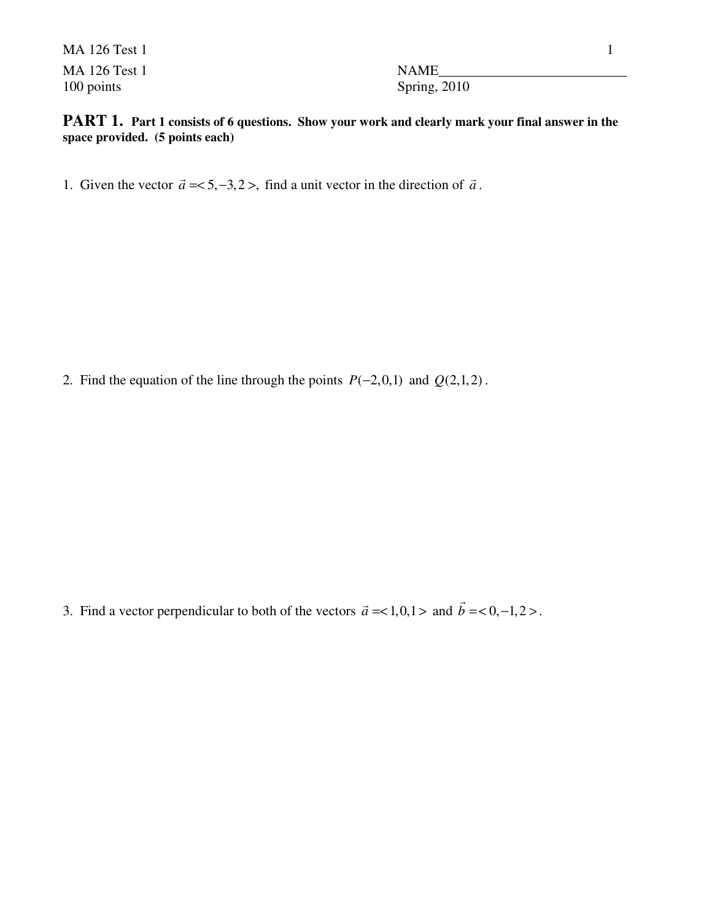MA 126 Test 1
100 points

NAME___________________________
Spring, 2010

**PART 1.** **Part 1 consists of 6 questions. Show your work and clearly mark your final answer in the space provided. (5 points each)**

1. Given the vector $\vec{a} = <5,-3,2>$, find a unit vector in the direction of $\vec{a}$.

2. Find the equation of the line through the points $P(-2,0,1)$ and $Q(2,1,2)$.

3. Find a vector perpendicular to both of the vectors $\vec{a} = <1,0,1>$ and $\vec{b} = <0,-1,2>$.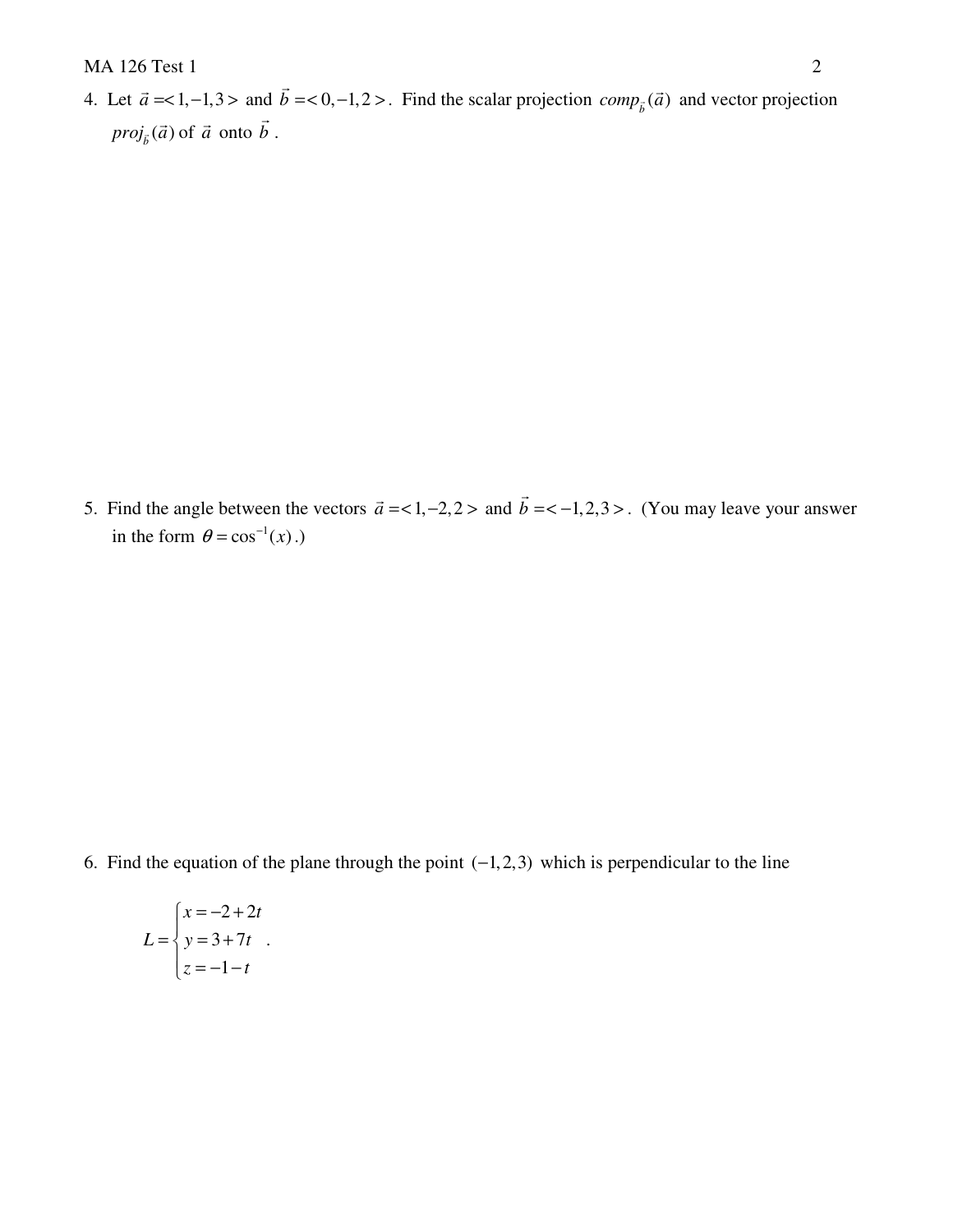4. Let $\vec{a} = <1, -1, 3>$ and $\vec{b} = <0, -1, 2>$. Find the scalar projection $comp_{\vec{b}}(\vec{a})$ and vector projection $proj_{\vec{b}}(\vec{a})$ of $\vec{a}$ onto $\vec{b}$.

5. Find the angle between the vectors $\vec{a} = <1, -2, 2>$ and $\vec{b} = <-1, 2, 3>$. (You may leave your answer in the form $\theta = \cos^{-1}(x)$.)

6. Find the equation of the plane through the point $(-1, 2, 3)$ which is perpendicular to the line

$$L = \begin{cases} x = -2 + 2t \\ y = 3 + 7t \\ z = -1 - t \end{cases}.$$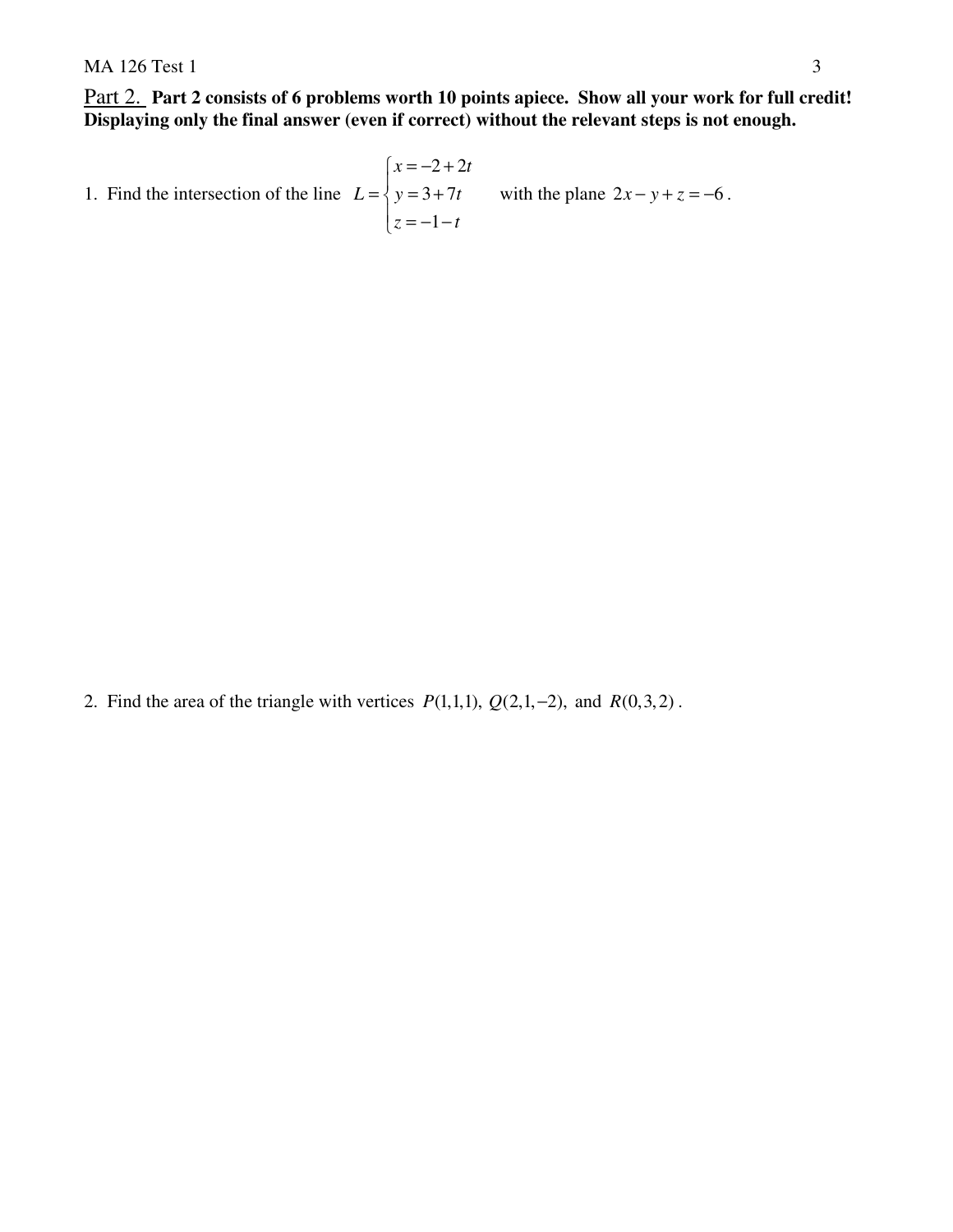Part 2. **Part 2 consists of 6 problems worth 10 points apiece. Show all your work for full credit! Displaying only the final answer (even if correct) without the relevant steps is not enough.**

1. Find the intersection of the line $L = \begin{cases} x = -2 + 2t \\ y = 3 + 7t \\ z = -1 - t \end{cases}$ with the plane $2x - y + z = -6$.

2. Find the area of the triangle with vertices $P(1,1,1)$, $Q(2,1,-2)$, and $R(0,3,2)$.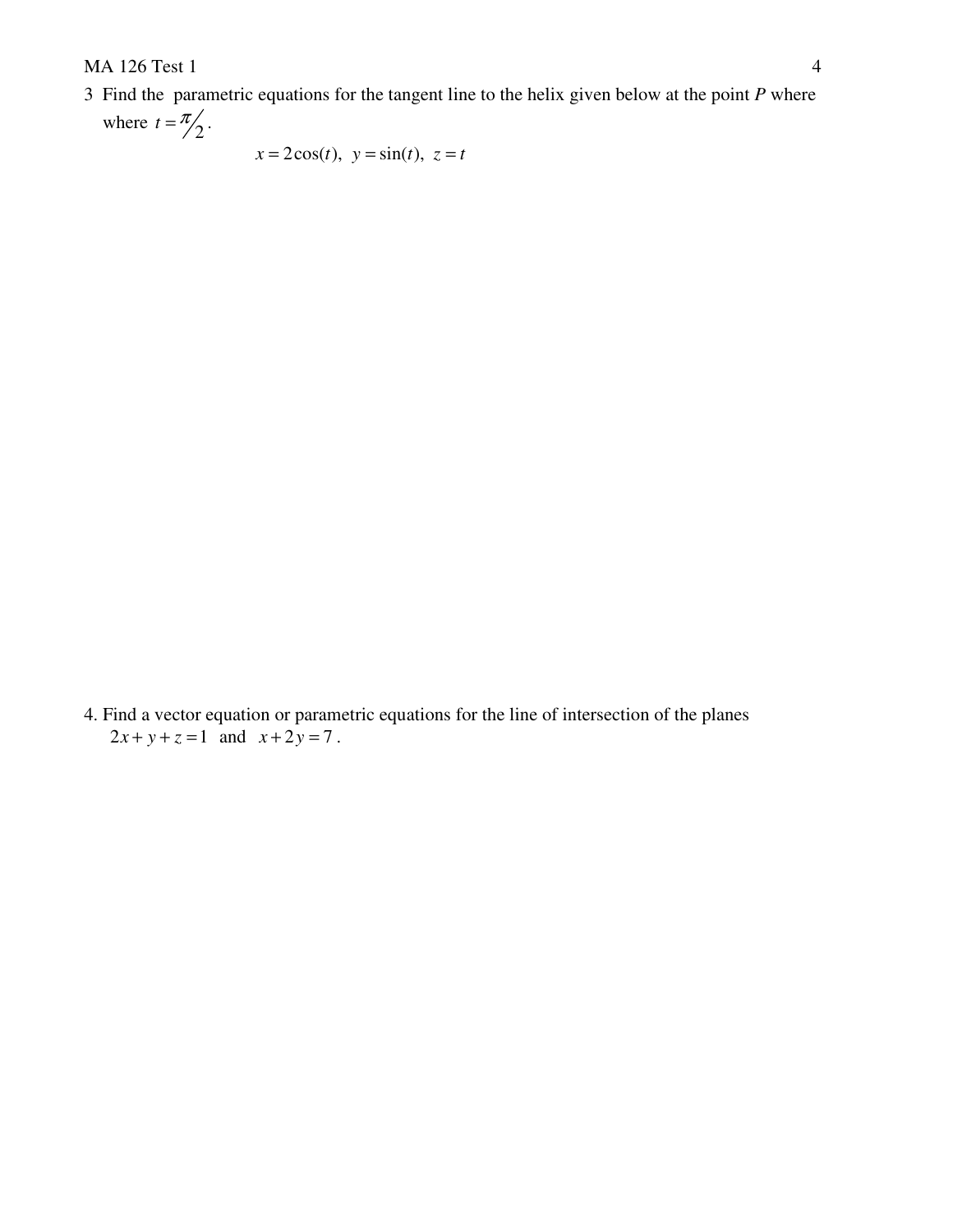3 Find the parametric equations for the tangent line to the helix given below at the point $P$ where where $t = \pi/2$.

$$x = 2\cos(t), \;\; y = \sin(t), \;\; z = t$$

4. Find a vector equation or parametric equations for the line of intersection of the planes $2x + y + z = 1$ and $x + 2y = 7$.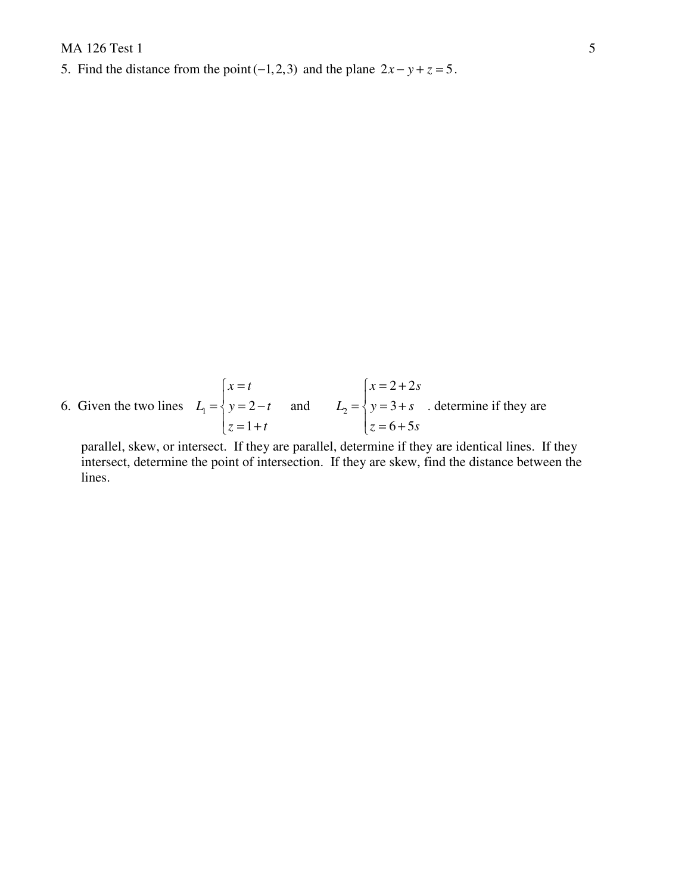5. Find the distance from the point $(-1,2,3)$ and the plane $2x - y + z = 5$.

6. Given the two lines $L_1 = \begin{cases} x = t \\ y = 2 - t \\ z = 1 + t \end{cases}$ and $L_2 = \begin{cases} x = 2 + 2s \\ y = 3 + s \\ z = 6 + 5s \end{cases}$. determine if they are parallel, skew, or intersect. If they are parallel, determine if they are identical lines. If they intersect, determine the point of intersection. If they are skew, find the distance between the lines.